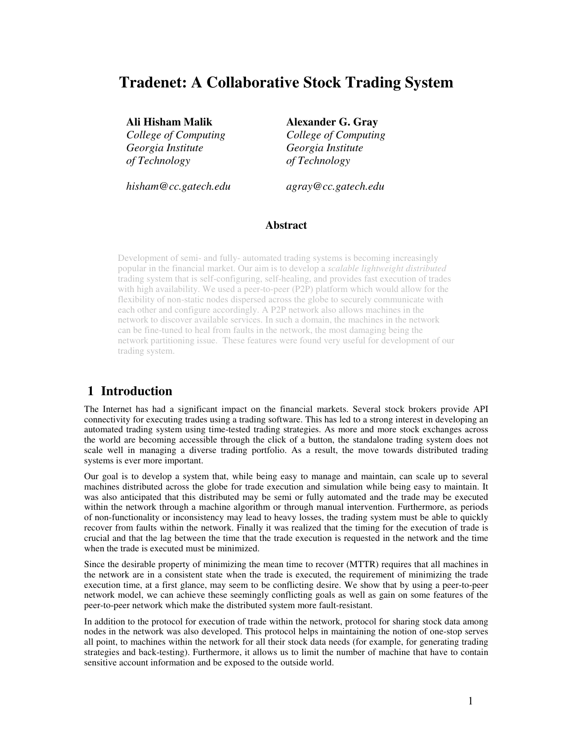# Tradenet: A Collaborative Stock Trading System

**Ali Hisham Malik**
*College of Computing*
*Georgia Institute of Technology*

*hisham@cc.gatech.edu*

**Alexander G. Gray**
*College of Computing*
*Georgia Institute of Technology*

*agray@cc.gatech.edu*

### Abstract

Development of semi- and fully- automated trading systems is becoming increasingly popular in the financial market. Our aim is to develop a *scalable lightweight distributed* trading system that is self-configuring, self-healing, and provides fast execution of trades with high availability. We used a peer-to-peer (P2P) platform which would allow for the flexibility of non-static nodes dispersed across the globe to securely communicate with each other and configure accordingly. A P2P network also allows machines in the network to discover available services. In such a domain, the machines in the network can be fine-tuned to heal from faults in the network, the most damaging being the network partitioning issue. These features were found very useful for development of our trading system.

## 1 Introduction

The Internet has had a significant impact on the financial markets. Several stock brokers provide API connectivity for executing trades using a trading software. This has led to a strong interest in developing an automated trading system using time-tested trading strategies. As more and more stock exchanges across the world are becoming accessible through the click of a button, the standalone trading system does not scale well in managing a diverse trading portfolio. As a result, the move towards distributed trading systems is ever more important.

Our goal is to develop a system that, while being easy to manage and maintain, can scale up to several machines distributed across the globe for trade execution and simulation while being easy to maintain. It was also anticipated that this distributed may be semi or fully automated and the trade may be executed within the network through a machine algorithm or through manual intervention. Furthermore, as periods of non-functionality or inconsistency may lead to heavy losses, the trading system must be able to quickly recover from faults within the network. Finally it was realized that the timing for the execution of trade is crucial and that the lag between the time that the trade execution is requested in the network and the time when the trade is executed must be minimized.

Since the desirable property of minimizing the mean time to recover (MTTR) requires that all machines in the network are in a consistent state when the trade is executed, the requirement of minimizing the trade execution time, at a first glance, may seem to be conflicting desire. We show that by using a peer-to-peer network model, we can achieve these seemingly conflicting goals as well as gain on some features of the peer-to-peer network which make the distributed system more fault-resistant.

In addition to the protocol for execution of trade within the network, protocol for sharing stock data among nodes in the network was also developed. This protocol helps in maintaining the notion of one-stop serves all point, to machines within the network for all their stock data needs (for example, for generating trading strategies and back-testing). Furthermore, it allows us to limit the number of machine that have to contain sensitive account information and be exposed to the outside world.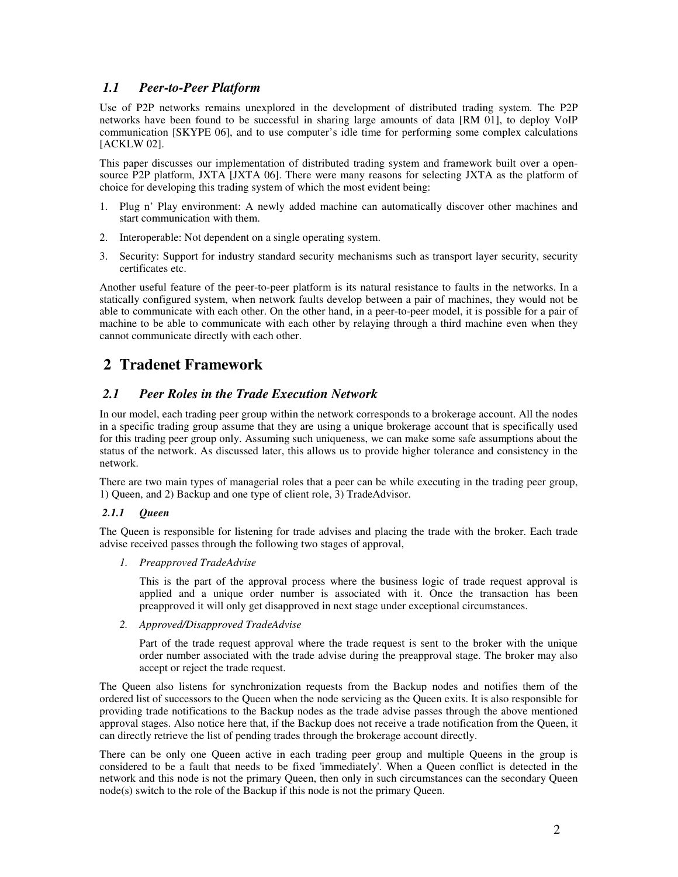### *1.1 Peer-to-Peer Platform*

Use of P2P networks remains unexplored in the development of distributed trading system. The P2P networks have been found to be successful in sharing large amounts of data [RM 01], to deploy VoIP communication [SKYPE 06], and to use computer's idle time for performing some complex calculations [ACKLW 02].

This paper discusses our implementation of distributed trading system and framework built over a open-source P2P platform, JXTA [JXTA 06]. There were many reasons for selecting JXTA as the platform of choice for developing this trading system of which the most evident being:

1. Plug n' Play environment: A newly added machine can automatically discover other machines and start communication with them.
2. Interoperable: Not dependent on a single operating system.
3. Security: Support for industry standard security mechanisms such as transport layer security, security certificates etc.

Another useful feature of the peer-to-peer platform is its natural resistance to faults in the networks. In a statically configured system, when network faults develop between a pair of machines, they would not be able to communicate with each other. On the other hand, in a peer-to-peer model, it is possible for a pair of machine to be able to communicate with each other by relaying through a third machine even when they cannot communicate directly with each other.

## 2 Tradenet Framework

### *2.1 Peer Roles in the Trade Execution Network*

In our model, each trading peer group within the network corresponds to a brokerage account. All the nodes in a specific trading group assume that they are using a unique brokerage account that is specifically used for this trading peer group only. Assuming such uniqueness, we can make some safe assumptions about the status of the network. As discussed later, this allows us to provide higher tolerance and consistency in the network.

There are two main types of managerial roles that a peer can be while executing in the trading peer group, 1) Queen, and 2) Backup and one type of client role, 3) TradeAdvisor.

#### *2.1.1 Queen*

The Queen is responsible for listening for trade advises and placing the trade with the broker. Each trade advise received passes through the following two stages of approval,

1. *Preapproved TradeAdvise*

   This is the part of the approval process where the business logic of trade request approval is applied and a unique order number is associated with it. Once the transaction has been preapproved it will only get disapproved in next stage under exceptional circumstances.

2. *Approved/Disapproved TradeAdvise*

   Part of the trade request approval where the trade request is sent to the broker with the unique order number associated with the trade advise during the preapproval stage. The broker may also accept or reject the trade request.

The Queen also listens for synchronization requests from the Backup nodes and notifies them of the ordered list of successors to the Queen when the node servicing as the Queen exits. It is also responsible for providing trade notifications to the Backup nodes as the trade advise passes through the above mentioned approval stages. Also notice here that, if the Backup does not receive a trade notification from the Queen, it can directly retrieve the list of pending trades through the brokerage account directly.

There can be only one Queen active in each trading peer group and multiple Queens in the group is considered to be a fault that needs to be fixed 'immediately'. When a Queen conflict is detected in the network and this node is not the primary Queen, then only in such circumstances can the secondary Queen node(s) switch to the role of the Backup if this node is not the primary Queen.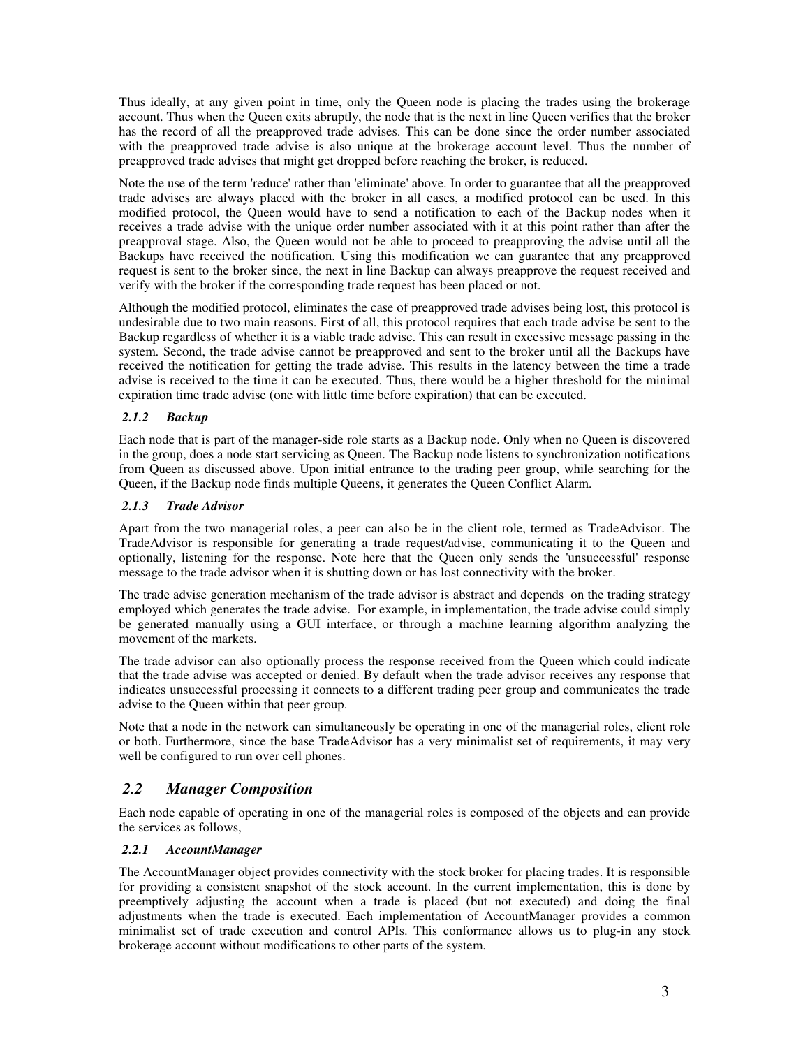Thus ideally, at any given point in time, only the Queen node is placing the trades using the brokerage account. Thus when the Queen exits abruptly, the node that is the next in line Queen verifies that the broker has the record of all the preapproved trade advises. This can be done since the order number associated with the preapproved trade advise is also unique at the brokerage account level. Thus the number of preapproved trade advises that might get dropped before reaching the broker, is reduced.

Note the use of the term 'reduce' rather than 'eliminate' above. In order to guarantee that all the preapproved trade advises are always placed with the broker in all cases, a modified protocol can be used. In this modified protocol, the Queen would have to send a notification to each of the Backup nodes when it receives a trade advise with the unique order number associated with it at this point rather than after the preapproval stage. Also, the Queen would not be able to proceed to preapproving the advise until all the Backups have received the notification. Using this modification we can guarantee that any preapproved request is sent to the broker since, the next in line Backup can always preapprove the request received and verify with the broker if the corresponding trade request has been placed or not.

Although the modified protocol, eliminates the case of preapproved trade advises being lost, this protocol is undesirable due to two main reasons. First of all, this protocol requires that each trade advise be sent to the Backup regardless of whether it is a viable trade advise. This can result in excessive message passing in the system. Second, the trade advise cannot be preapproved and sent to the broker until all the Backups have received the notification for getting the trade advise. This results in the latency between the time a trade advise is received to the time it can be executed. Thus, there would be a higher threshold for the minimal expiration time trade advise (one with little time before expiration) that can be executed.

#### *2.1.2 Backup*

Each node that is part of the manager-side role starts as a Backup node. Only when no Queen is discovered in the group, does a node start servicing as Queen. The Backup node listens to synchronization notifications from Queen as discussed above. Upon initial entrance to the trading peer group, while searching for the Queen, if the Backup node finds multiple Queens, it generates the Queen Conflict Alarm.

#### *2.1.3 Trade Advisor*

Apart from the two managerial roles, a peer can also be in the client role, termed as TradeAdvisor. The TradeAdvisor is responsible for generating a trade request/advise, communicating it to the Queen and optionally, listening for the response. Note here that the Queen only sends the 'unsuccessful' response message to the trade advisor when it is shutting down or has lost connectivity with the broker.

The trade advise generation mechanism of the trade advisor is abstract and depends on the trading strategy employed which generates the trade advise. For example, in implementation, the trade advise could simply be generated manually using a GUI interface, or through a machine learning algorithm analyzing the movement of the markets.

The trade advisor can also optionally process the response received from the Queen which could indicate that the trade advise was accepted or denied. By default when the trade advisor receives any response that indicates unsuccessful processing it connects to a different trading peer group and communicates the trade advise to the Queen within that peer group.

Note that a node in the network can simultaneously be operating in one of the managerial roles, client role or both. Furthermore, since the base TradeAdvisor has a very minimalist set of requirements, it may very well be configured to run over cell phones.

### *2.2 Manager Composition*

Each node capable of operating in one of the managerial roles is composed of the objects and can provide the services as follows,

#### *2.2.1 AccountManager*

The AccountManager object provides connectivity with the stock broker for placing trades. It is responsible for providing a consistent snapshot of the stock account. In the current implementation, this is done by preemptively adjusting the account when a trade is placed (but not executed) and doing the final adjustments when the trade is executed. Each implementation of AccountManager provides a common minimalist set of trade execution and control APIs. This conformance allows us to plug-in any stock brokerage account without modifications to other parts of the system.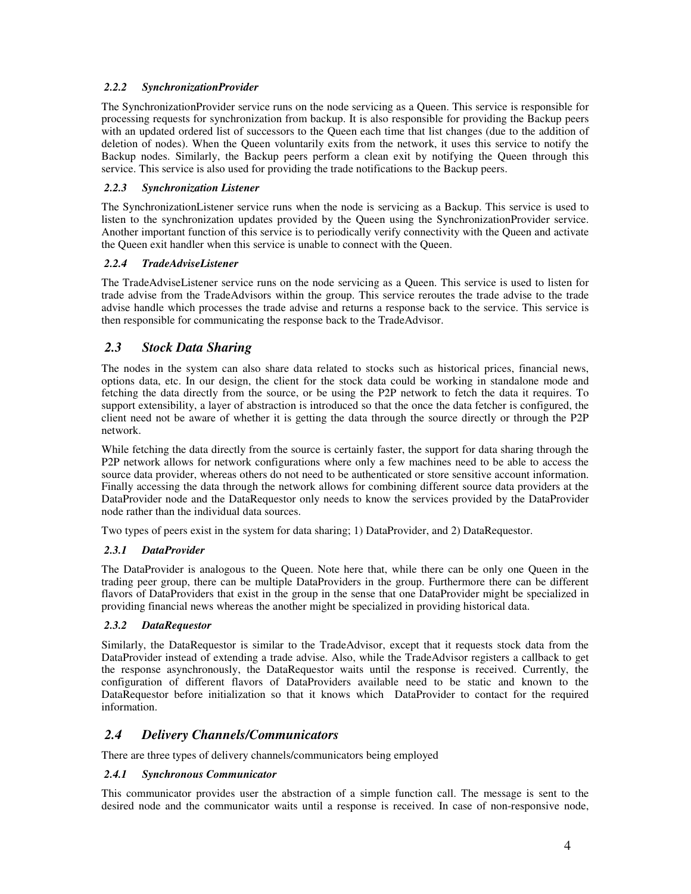#### *2.2.2 SynchronizationProvider*

The SynchronizationProvider service runs on the node servicing as a Queen. This service is responsible for processing requests for synchronization from backup. It is also responsible for providing the Backup peers with an updated ordered list of successors to the Queen each time that list changes (due to the addition of deletion of nodes). When the Queen voluntarily exits from the network, it uses this service to notify the Backup nodes. Similarly, the Backup peers perform a clean exit by notifying the Queen through this service. This service is also used for providing the trade notifications to the Backup peers.

#### *2.2.3 Synchronization Listener*

The SynchronizationListener service runs when the node is servicing as a Backup. This service is used to listen to the synchronization updates provided by the Queen using the SynchronizationProvider service. Another important function of this service is to periodically verify connectivity with the Queen and activate the Queen exit handler when this service is unable to connect with the Queen.

#### *2.2.4 TradeAdviseListener*

The TradeAdviseListener service runs on the node servicing as a Queen. This service is used to listen for trade advise from the TradeAdvisors within the group. This service reroutes the trade advise to the trade advise handle which processes the trade advise and returns a response back to the service. This service is then responsible for communicating the response back to the TradeAdvisor.

### *2.3 Stock Data Sharing*

The nodes in the system can also share data related to stocks such as historical prices, financial news, options data, etc. In our design, the client for the stock data could be working in standalone mode and fetching the data directly from the source, or be using the P2P network to fetch the data it requires. To support extensibility, a layer of abstraction is introduced so that the once the data fetcher is configured, the client need not be aware of whether it is getting the data through the source directly or through the P2P network.

While fetching the data directly from the source is certainly faster, the support for data sharing through the P2P network allows for network configurations where only a few machines need to be able to access the source data provider, whereas others do not need to be authenticated or store sensitive account information. Finally accessing the data through the network allows for combining different source data providers at the DataProvider node and the DataRequestor only needs to know the services provided by the DataProvider node rather than the individual data sources.

Two types of peers exist in the system for data sharing; 1) DataProvider, and 2) DataRequestor.

#### *2.3.1 DataProvider*

The DataProvider is analogous to the Queen. Note here that, while there can be only one Queen in the trading peer group, there can be multiple DataProviders in the group. Furthermore there can be different flavors of DataProviders that exist in the group in the sense that one DataProvider might be specialized in providing financial news whereas the another might be specialized in providing historical data.

#### *2.3.2 DataRequestor*

Similarly, the DataRequestor is similar to the TradeAdvisor, except that it requests stock data from the DataProvider instead of extending a trade advise. Also, while the TradeAdvisor registers a callback to get the response asynchronously, the DataRequestor waits until the response is received. Currently, the configuration of different flavors of DataProviders available need to be static and known to the DataRequestor before initialization so that it knows which DataProvider to contact for the required information.

### *2.4 Delivery Channels/Communicators*

There are three types of delivery channels/communicators being employed

#### *2.4.1 Synchronous Communicator*

This communicator provides user the abstraction of a simple function call. The message is sent to the desired node and the communicator waits until a response is received. In case of non-responsive node,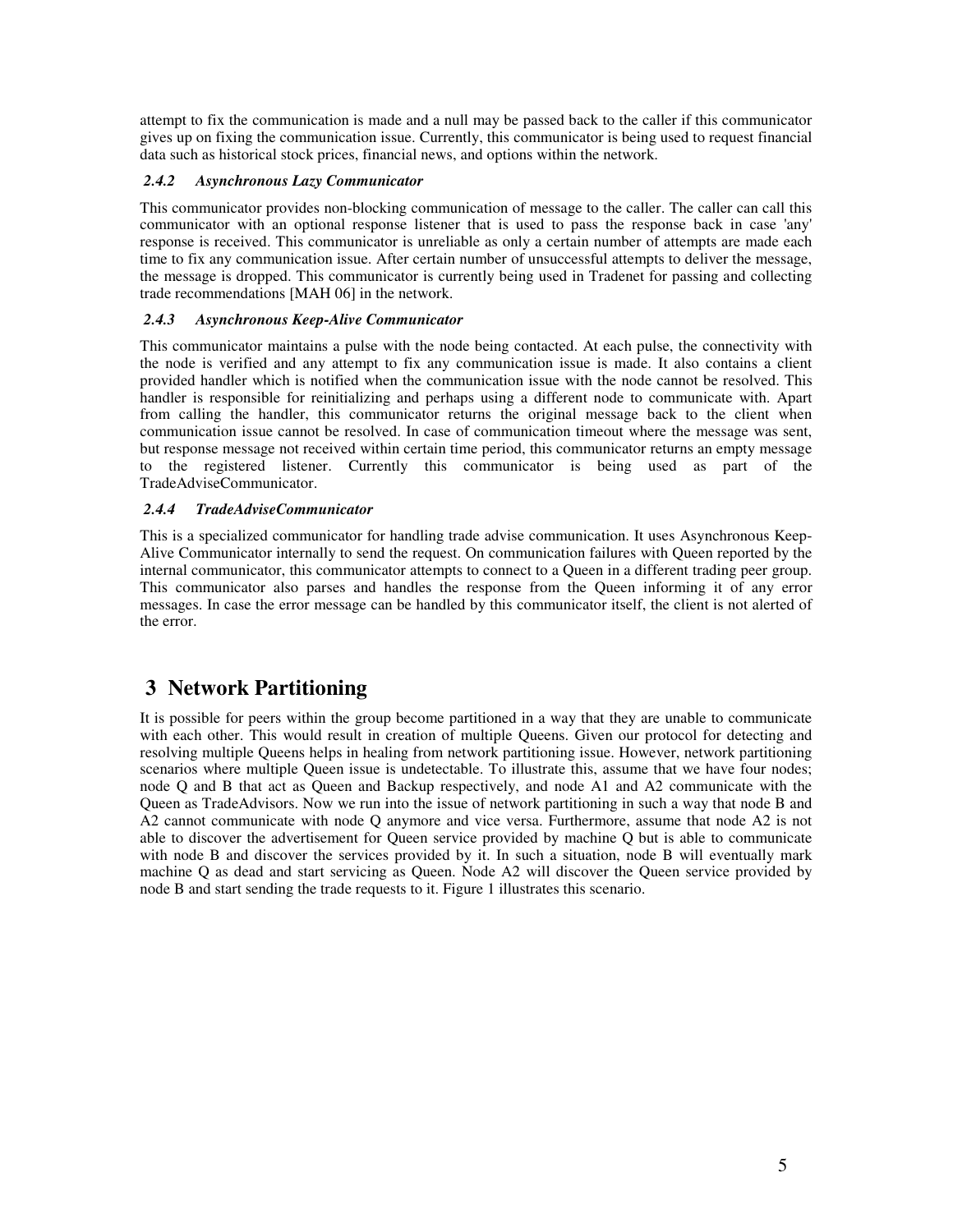attempt to fix the communication is made and a null may be passed back to the caller if this communicator gives up on fixing the communication issue. Currently, this communicator is being used to request financial data such as historical stock prices, financial news, and options within the network.

### *2.4.2 Asynchronous Lazy Communicator*

This communicator provides non-blocking communication of message to the caller. The caller can call this communicator with an optional response listener that is used to pass the response back in case 'any' response is received. This communicator is unreliable as only a certain number of attempts are made each time to fix any communication issue. After certain number of unsuccessful attempts to deliver the message, the message is dropped. This communicator is currently being used in Tradenet for passing and collecting trade recommendations [MAH 06] in the network.

### *2.4.3 Asynchronous Keep-Alive Communicator*

This communicator maintains a pulse with the node being contacted. At each pulse, the connectivity with the node is verified and any attempt to fix any communication issue is made. It also contains a client provided handler which is notified when the communication issue with the node cannot be resolved. This handler is responsible for reinitializing and perhaps using a different node to communicate with. Apart from calling the handler, this communicator returns the original message back to the client when communication issue cannot be resolved. In case of communication timeout where the message was sent, but response message not received within certain time period, this communicator returns an empty message to the registered listener. Currently this communicator is being used as part of the TradeAdviseCommunicator.

### *2.4.4 TradeAdviseCommunicator*

This is a specialized communicator for handling trade advise communication. It uses Asynchronous Keep-Alive Communicator internally to send the request. On communication failures with Queen reported by the internal communicator, this communicator attempts to connect to a Queen in a different trading peer group. This communicator also parses and handles the response from the Queen informing it of any error messages. In case the error message can be handled by this communicator itself, the client is not alerted of the error.

## 3 Network Partitioning

It is possible for peers within the group become partitioned in a way that they are unable to communicate with each other. This would result in creation of multiple Queens. Given our protocol for detecting and resolving multiple Queens helps in healing from network partitioning issue. However, network partitioning scenarios where multiple Queen issue is undetectable. To illustrate this, assume that we have four nodes; node Q and B that act as Queen and Backup respectively, and node A1 and A2 communicate with the Queen as TradeAdvisors. Now we run into the issue of network partitioning in such a way that node B and A2 cannot communicate with node Q anymore and vice versa. Furthermore, assume that node A2 is not able to discover the advertisement for Queen service provided by machine Q but is able to communicate with node B and discover the services provided by it. In such a situation, node B will eventually mark machine Q as dead and start servicing as Queen. Node A2 will discover the Queen service provided by node B and start sending the trade requests to it. Figure 1 illustrates this scenario.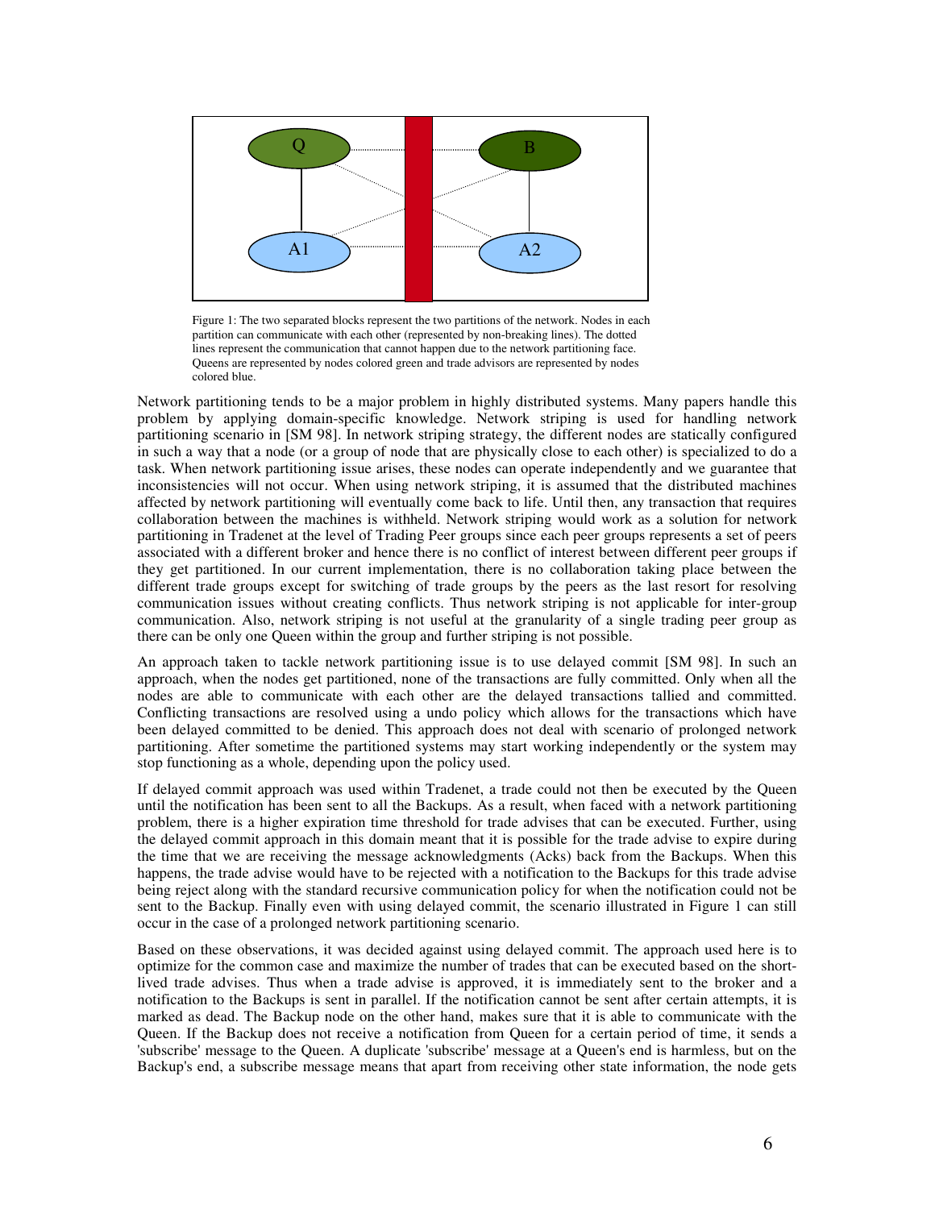Figure 1: The two separated blocks represent the two partitions of the network. Nodes in each partition can communicate with each other (represented by non-breaking lines). The dotted lines represent the communication that cannot happen due to the network partitioning face. Queens are represented by nodes colored green and trade advisors are represented by nodes colored blue.

Network partitioning tends to be a major problem in highly distributed systems. Many papers handle this problem by applying domain-specific knowledge. Network striping is used for handling network partitioning scenario in [SM 98]. In network striping strategy, the different nodes are statically configured in such a way that a node (or a group of node that are physically close to each other) is specialized to do a task. When network partitioning issue arises, these nodes can operate independently and we guarantee that inconsistencies will not occur. When using network striping, it is assumed that the distributed machines affected by network partitioning will eventually come back to life. Until then, any transaction that requires collaboration between the machines is withheld. Network striping would work as a solution for network partitioning in Tradenet at the level of Trading Peer groups since each peer groups represents a set of peers associated with a different broker and hence there is no conflict of interest between different peer groups if they get partitioned. In our current implementation, there is no collaboration taking place between the different trade groups except for switching of trade groups by the peers as the last resort for resolving communication issues without creating conflicts. Thus network striping is not applicable for inter-group communication. Also, network striping is not useful at the granularity of a single trading peer group as there can be only one Queen within the group and further striping is not possible.

An approach taken to tackle network partitioning issue is to use delayed commit [SM 98]. In such an approach, when the nodes get partitioned, none of the transactions are fully committed. Only when all the nodes are able to communicate with each other are the delayed transactions tallied and committed. Conflicting transactions are resolved using a undo policy which allows for the transactions which have been delayed committed to be denied. This approach does not deal with scenario of prolonged network partitioning. After sometime the partitioned systems may start working independently or the system may stop functioning as a whole, depending upon the policy used.

If delayed commit approach was used within Tradenet, a trade could not then be executed by the Queen until the notification has been sent to all the Backups. As a result, when faced with a network partitioning problem, there is a higher expiration time threshold for trade advises that can be executed. Further, using the delayed commit approach in this domain meant that it is possible for the trade advise to expire during the time that we are receiving the message acknowledgments (Acks) back from the Backups. When this happens, the trade advise would have to be rejected with a notification to the Backups for this trade advise being reject along with the standard recursive communication policy for when the notification could not be sent to the Backup. Finally even with using delayed commit, the scenario illustrated in Figure 1 can still occur in the case of a prolonged network partitioning scenario.

Based on these observations, it was decided against using delayed commit. The approach used here is to optimize for the common case and maximize the number of trades that can be executed based on the short-lived trade advises. Thus when a trade advise is approved, it is immediately sent to the broker and a notification to the Backups is sent in parallel. If the notification cannot be sent after certain attempts, it is marked as dead. The Backup node on the other hand, makes sure that it is able to communicate with the Queen. If the Backup does not receive a notification from Queen for a certain period of time, it sends a 'subscribe' message to the Queen. A duplicate 'subscribe' message at a Queen's end is harmless, but on the Backup's end, a subscribe message means that apart from receiving other state information, the node gets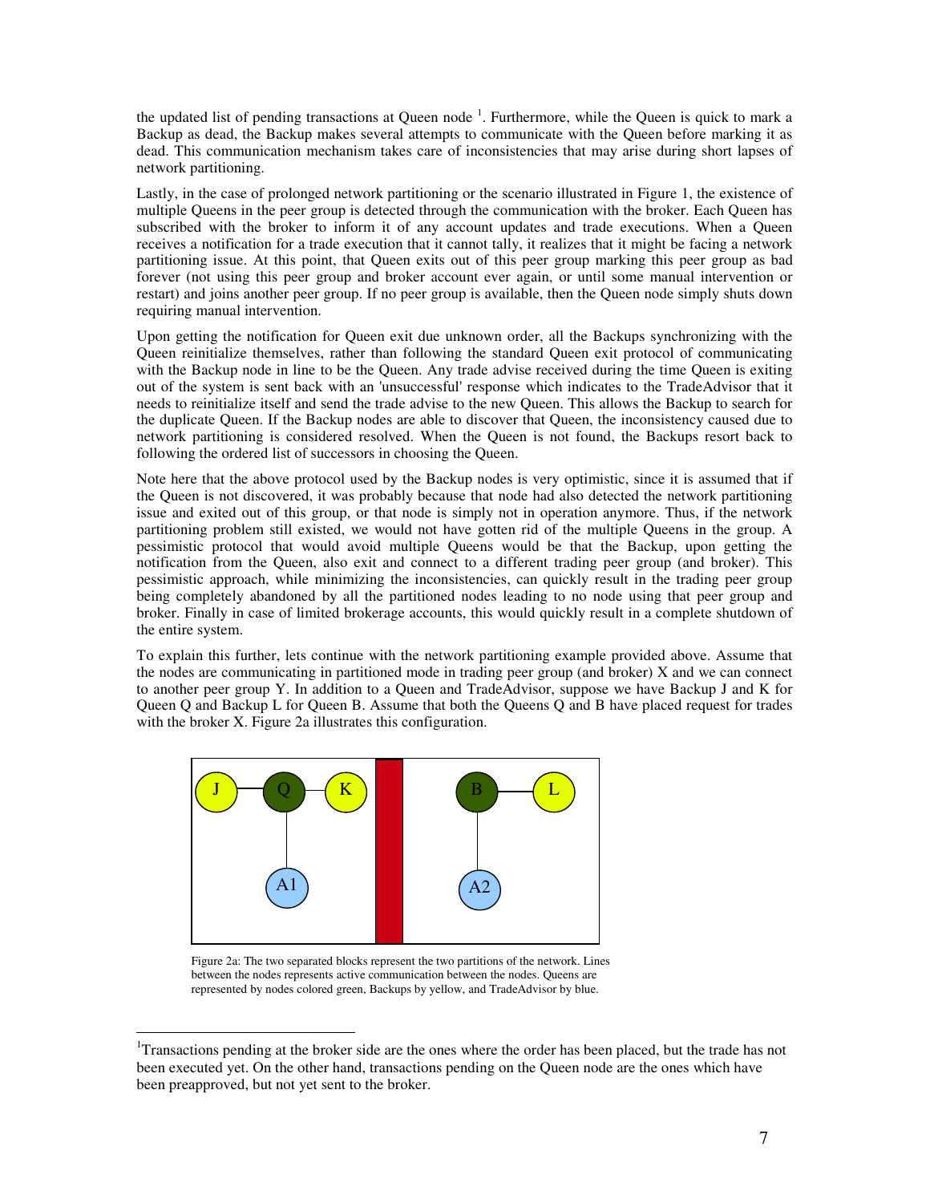the updated list of pending transactions at Queen node [1]. Furthermore, while the Queen is quick to mark a Backup as dead, the Backup makes several attempts to communicate with the Queen before marking it as dead. This communication mechanism takes care of inconsistencies that may arise during short lapses of network partitioning.

Lastly, in the case of prolonged network partitioning or the scenario illustrated in Figure 1, the existence of multiple Queens in the peer group is detected through the communication with the broker. Each Queen has subscribed with the broker to inform it of any account updates and trade executions. When a Queen receives a notification for a trade execution that it cannot tally, it realizes that it might be facing a network partitioning issue. At this point, that Queen exits out of this peer group marking this peer group as bad forever (not using this peer group and broker account ever again, or until some manual intervention or restart) and joins another peer group. If no peer group is available, then the Queen node simply shuts down requiring manual intervention.

Upon getting the notification for Queen exit due unknown order, all the Backups synchronizing with the Queen reinitialize themselves, rather than following the standard Queen exit protocol of communicating with the Backup node in line to be the Queen. Any trade advise received during the time Queen is exiting out of the system is sent back with an 'unsuccessful' response which indicates to the TradeAdvisor that it needs to reinitialize itself and send the trade advise to the new Queen. This allows the Backup to search for the duplicate Queen. If the Backup nodes are able to discover that Queen, the inconsistency caused due to network partitioning is considered resolved. When the Queen is not found, the Backups resort back to following the ordered list of successors in choosing the Queen.

Note here that the above protocol used by the Backup nodes is very optimistic, since it is assumed that if the Queen is not discovered, it was probably because that node had also detected the network partitioning issue and exited out of this group, or that node is simply not in operation anymore. Thus, if the network partitioning problem still existed, we would not have gotten rid of the multiple Queens in the group. A pessimistic protocol that would avoid multiple Queens would be that the Backup, upon getting the notification from the Queen, also exit and connect to a different trading peer group (and broker). This pessimistic approach, while minimizing the inconsistencies, can quickly result in the trading peer group being completely abandoned by all the partitioned nodes leading to no node using that peer group and broker. Finally in case of limited brokerage accounts, this would quickly result in a complete shutdown of the entire system.

To explain this further, lets continue with the network partitioning example provided above. Assume that the nodes are communicating in partitioned mode in trading peer group (and broker) X and we can connect to another peer group Y. In addition to a Queen and TradeAdvisor, suppose we have Backup J and K for Queen Q and Backup L for Queen B. Assume that both the Queens Q and B have placed request for trades with the broker X. Figure 2a illustrates this configuration.

Figure 2a: The two separated blocks represent the two partitions of the network. Lines between the nodes represents active communication between the nodes. Queens are represented by nodes colored green, Backups by yellow, and TradeAdvisor by blue.

[1] Transactions pending at the broker side are the ones where the order has been placed, but the trade has not been executed yet. On the other hand, transactions pending on the Queen node are the ones which have been preapproved, but not yet sent to the broker.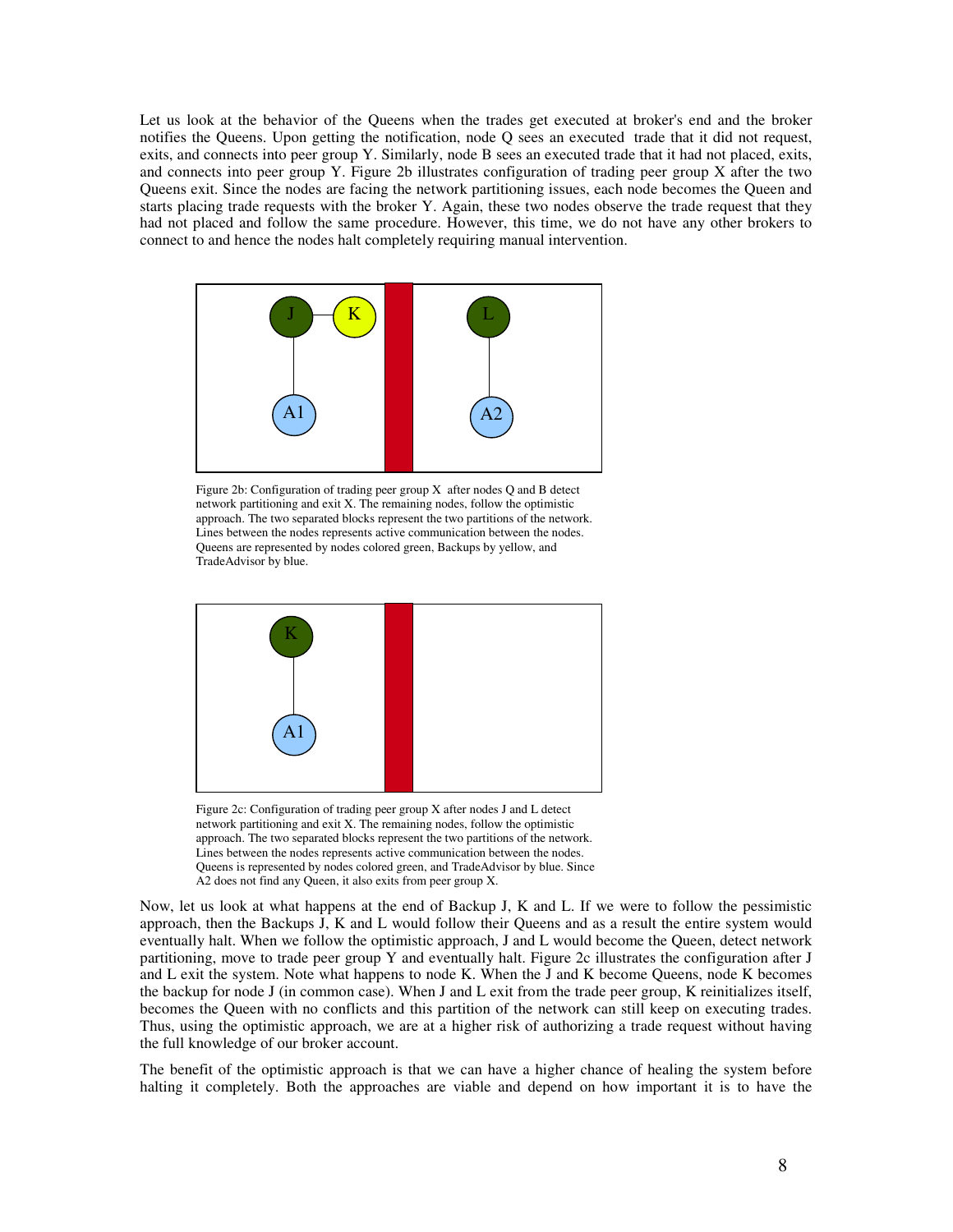Let us look at the behavior of the Queens when the trades get executed at broker's end and the broker notifies the Queens. Upon getting the notification, node Q sees an executed trade that it did not request, exits, and connects into peer group Y. Similarly, node B sees an executed trade that it had not placed, exits, and connects into peer group Y. Figure 2b illustrates configuration of trading peer group X after the two Queens exit. Since the nodes are facing the network partitioning issues, each node becomes the Queen and starts placing trade requests with the broker Y. Again, these two nodes observe the trade request that they had not placed and follow the same procedure. However, this time, we do not have any other brokers to connect to and hence the nodes halt completely requiring manual intervention.

Figure 2b: Configuration of trading peer group X after nodes Q and B detect network partitioning and exit X. The remaining nodes, follow the optimistic approach. The two separated blocks represent the two partitions of the network. Lines between the nodes represents active communication between the nodes. Queens are represented by nodes colored green, Backups by yellow, and TradeAdvisor by blue.

Figure 2c: Configuration of trading peer group X after nodes J and L detect network partitioning and exit X. The remaining nodes, follow the optimistic approach. The two separated blocks represent the two partitions of the network. Lines between the nodes represents active communication between the nodes. Queens is represented by nodes colored green, and TradeAdvisor by blue. Since A2 does not find any Queen, it also exits from peer group X.

Now, let us look at what happens at the end of Backup J, K and L. If we were to follow the pessimistic approach, then the Backups J, K and L would follow their Queens and as a result the entire system would eventually halt. When we follow the optimistic approach, J and L would become the Queen, detect network partitioning, move to trade peer group Y and eventually halt. Figure 2c illustrates the configuration after J and L exit the system. Note what happens to node K. When the J and K become Queens, node K becomes the backup for node J (in common case). When J and L exit from the trade peer group, K reinitializes itself, becomes the Queen with no conflicts and this partition of the network can still keep on executing trades. Thus, using the optimistic approach, we are at a higher risk of authorizing a trade request without having the full knowledge of our broker account.

The benefit of the optimistic approach is that we can have a higher chance of healing the system before halting it completely. Both the approaches are viable and depend on how important it is to have the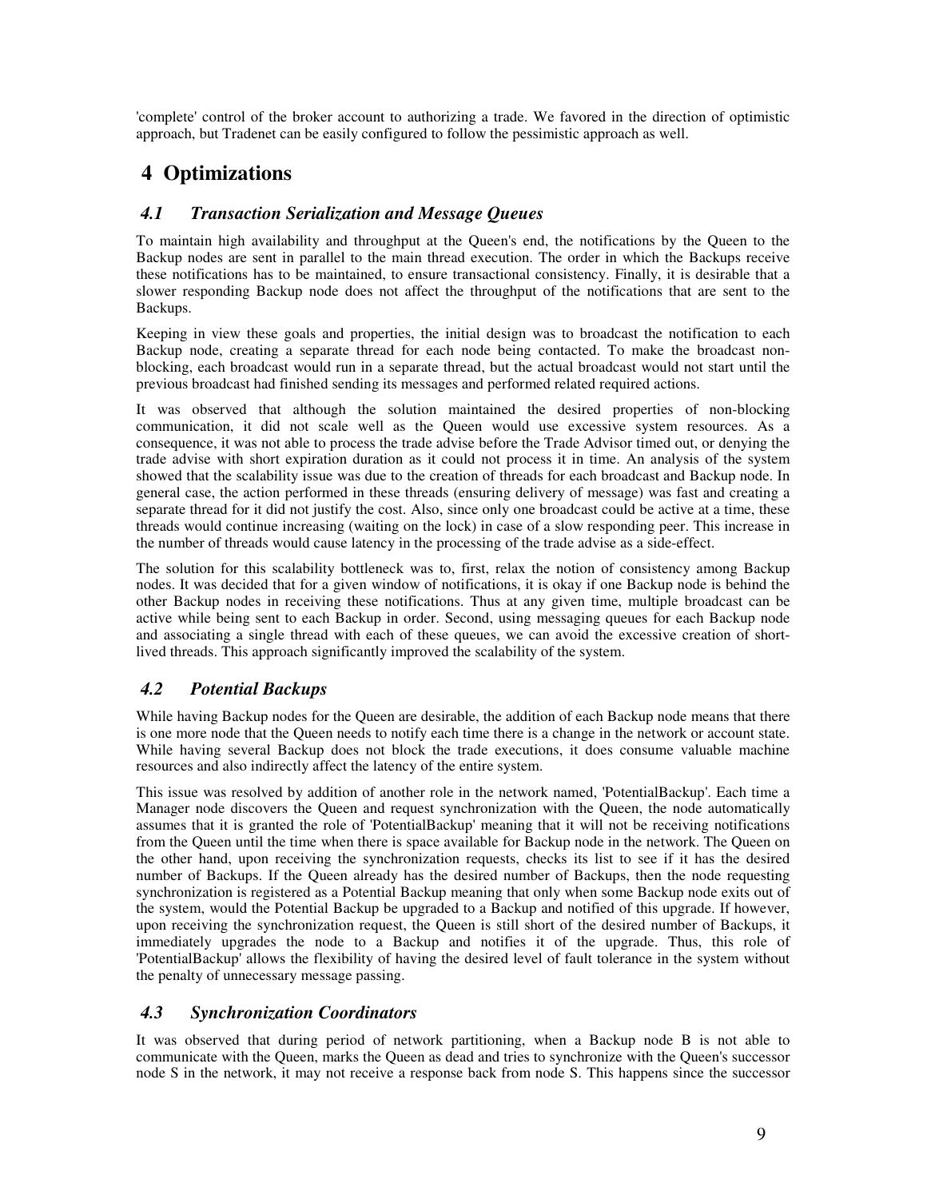'complete' control of the broker account to authorizing a trade. We favored in the direction of optimistic approach, but Tradenet can be easily configured to follow the pessimistic approach as well.

# 4 Optimizations

## 4.1 Transaction Serialization and Message Queues

To maintain high availability and throughput at the Queen's end, the notifications by the Queen to the Backup nodes are sent in parallel to the main thread execution. The order in which the Backups receive these notifications has to be maintained, to ensure transactional consistency. Finally, it is desirable that a slower responding Backup node does not affect the throughput of the notifications that are sent to the Backups.

Keeping in view these goals and properties, the initial design was to broadcast the notification to each Backup node, creating a separate thread for each node being contacted. To make the broadcast non-blocking, each broadcast would run in a separate thread, but the actual broadcast would not start until the previous broadcast had finished sending its messages and performed related required actions.

It was observed that although the solution maintained the desired properties of non-blocking communication, it did not scale well as the Queen would use excessive system resources. As a consequence, it was not able to process the trade advise before the Trade Advisor timed out, or denying the trade advise with short expiration duration as it could not process it in time. An analysis of the system showed that the scalability issue was due to the creation of threads for each broadcast and Backup node. In general case, the action performed in these threads (ensuring delivery of message) was fast and creating a separate thread for it did not justify the cost. Also, since only one broadcast could be active at a time, these threads would continue increasing (waiting on the lock) in case of a slow responding peer. This increase in the number of threads would cause latency in the processing of the trade advise as a side-effect.

The solution for this scalability bottleneck was to, first, relax the notion of consistency among Backup nodes. It was decided that for a given window of notifications, it is okay if one Backup node is behind the other Backup nodes in receiving these notifications. Thus at any given time, multiple broadcast can be active while being sent to each Backup in order. Second, using messaging queues for each Backup node and associating a single thread with each of these queues, we can avoid the excessive creation of short-lived threads. This approach significantly improved the scalability of the system.

## 4.2 Potential Backups

While having Backup nodes for the Queen are desirable, the addition of each Backup node means that there is one more node that the Queen needs to notify each time there is a change in the network or account state. While having several Backup does not block the trade executions, it does consume valuable machine resources and also indirectly affect the latency of the entire system.

This issue was resolved by addition of another role in the network named, 'PotentialBackup'. Each time a Manager node discovers the Queen and request synchronization with the Queen, the node automatically assumes that it is granted the role of 'PotentialBackup' meaning that it will not be receiving notifications from the Queen until the time when there is space available for Backup node in the network. The Queen on the other hand, upon receiving the synchronization requests, checks its list to see if it has the desired number of Backups. If the Queen already has the desired number of Backups, then the node requesting synchronization is registered as a Potential Backup meaning that only when some Backup node exits out of the system, would the Potential Backup be upgraded to a Backup and notified of this upgrade. If however, upon receiving the synchronization request, the Queen is still short of the desired number of Backups, it immediately upgrades the node to a Backup and notifies it of the upgrade. Thus, this role of 'PotentialBackup' allows the flexibility of having the desired level of fault tolerance in the system without the penalty of unnecessary message passing.

## 4.3 Synchronization Coordinators

It was observed that during period of network partitioning, when a Backup node B is not able to communicate with the Queen, marks the Queen as dead and tries to synchronize with the Queen's successor node S in the network, it may not receive a response back from node S. This happens since the successor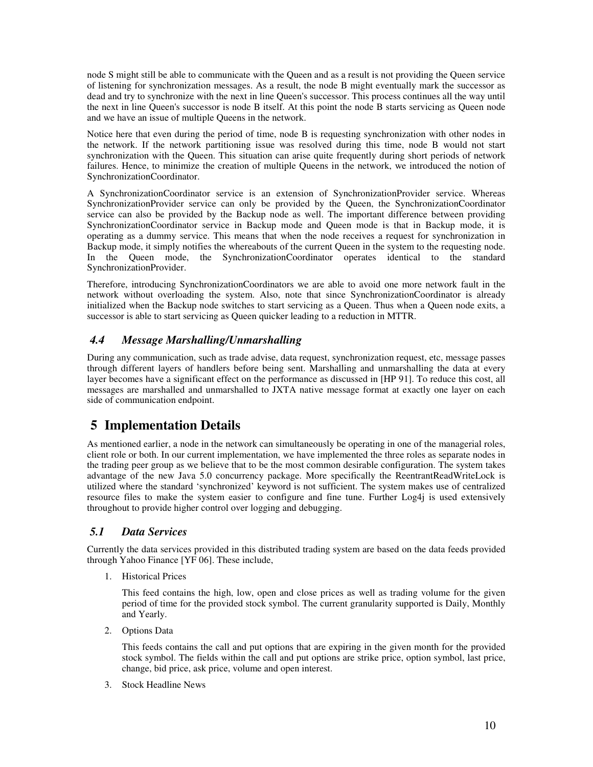node S might still be able to communicate with the Queen and as a result is not providing the Queen service of listening for synchronization messages. As a result, the node B might eventually mark the successor as dead and try to synchronize with the next in line Queen's successor. This process continues all the way until the next in line Queen's successor is node B itself. At this point the node B starts servicing as Queen node and we have an issue of multiple Queens in the network.

Notice here that even during the period of time, node B is requesting synchronization with other nodes in the network. If the network partitioning issue was resolved during this time, node B would not start synchronization with the Queen. This situation can arise quite frequently during short periods of network failures. Hence, to minimize the creation of multiple Queens in the network, we introduced the notion of SynchronizationCoordinator.

A SynchronizationCoordinator service is an extension of SynchronizationProvider service. Whereas SynchronizationProvider service can only be provided by the Queen, the SynchronizationCoordinator service can also be provided by the Backup node as well. The important difference between providing SynchronizationCoordinator service in Backup mode and Queen mode is that in Backup mode, it is operating as a dummy service. This means that when the node receives a request for synchronization in Backup mode, it simply notifies the whereabouts of the current Queen in the system to the requesting node. In the Queen mode, the SynchronizationCoordinator operates identical to the standard SynchronizationProvider.

Therefore, introducing SynchronizationCoordinators we are able to avoid one more network fault in the network without overloading the system. Also, note that since SynchronizationCoordinator is already initialized when the Backup node switches to start servicing as a Queen. Thus when a Queen node exits, a successor is able to start servicing as Queen quicker leading to a reduction in MTTR.

### *4.4 Message Marshalling/Unmarshalling*

During any communication, such as trade advise, data request, synchronization request, etc, message passes through different layers of handlers before being sent. Marshalling and unmarshalling the data at every layer becomes have a significant effect on the performance as discussed in [HP 91]. To reduce this cost, all messages are marshalled and unmarshalled to JXTA native message format at exactly one layer on each side of communication endpoint.

## 5 Implementation Details

As mentioned earlier, a node in the network can simultaneously be operating in one of the managerial roles, client role or both. In our current implementation, we have implemented the three roles as separate nodes in the trading peer group as we believe that to be the most common desirable configuration. The system takes advantage of the new Java 5.0 concurrency package. More specifically the ReentrantReadWriteLock is utilized where the standard 'synchronized' keyword is not sufficient. The system makes use of centralized resource files to make the system easier to configure and fine tune. Further Log4j is used extensively throughout to provide higher control over logging and debugging.

### *5.1 Data Services*

Currently the data services provided in this distributed trading system are based on the data feeds provided through Yahoo Finance [YF 06]. These include,

1. Historical Prices

   This feed contains the high, low, open and close prices as well as trading volume for the given period of time for the provided stock symbol. The current granularity supported is Daily, Monthly and Yearly.

2. Options Data

   This feeds contains the call and put options that are expiring in the given month for the provided stock symbol. The fields within the call and put options are strike price, option symbol, last price, change, bid price, ask price, volume and open interest.

3. Stock Headline News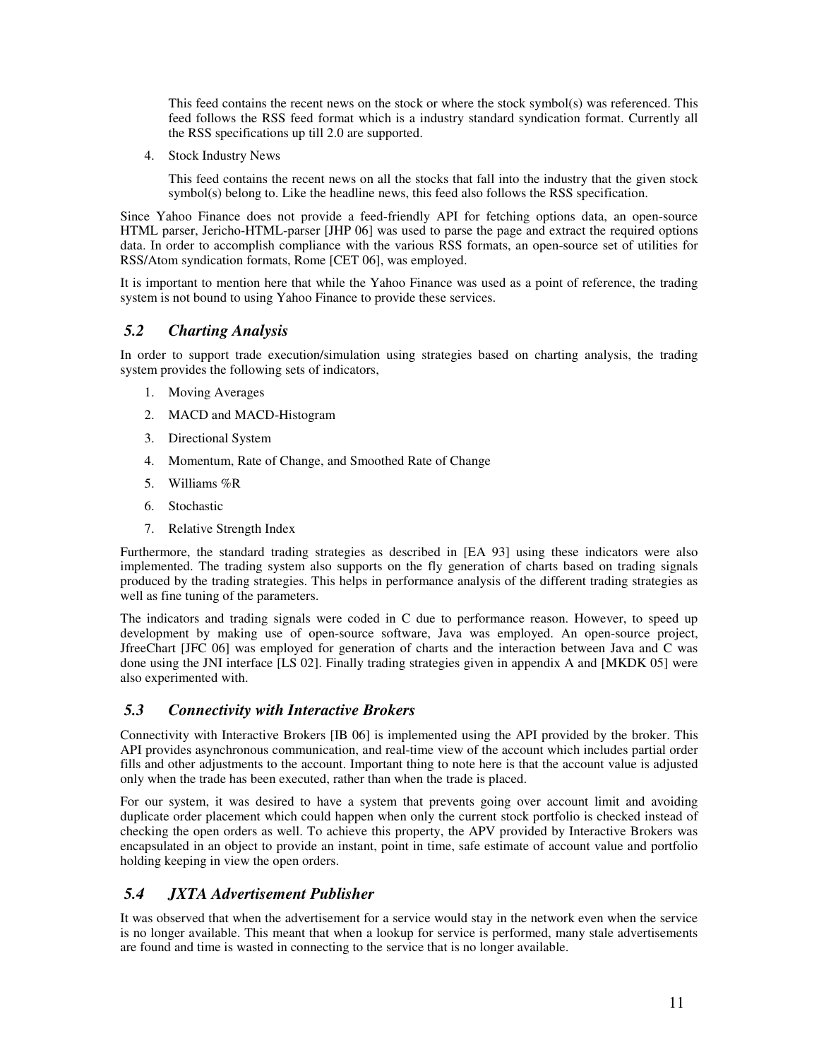This feed contains the recent news on the stock or where the stock symbol(s) was referenced. This feed follows the RSS feed format which is a industry standard syndication format. Currently all the RSS specifications up till 2.0 are supported.

4. Stock Industry News

   This feed contains the recent news on all the stocks that fall into the industry that the given stock symbol(s) belong to. Like the headline news, this feed also follows the RSS specification.

Since Yahoo Finance does not provide a feed-friendly API for fetching options data, an open-source HTML parser, Jericho-HTML-parser [JHP 06] was used to parse the page and extract the required options data. In order to accomplish compliance with the various RSS formats, an open-source set of utilities for RSS/Atom syndication formats, Rome [CET 06], was employed.

It is important to mention here that while the Yahoo Finance was used as a point of reference, the trading system is not bound to using Yahoo Finance to provide these services.

## *5.2 Charting Analysis*

In order to support trade execution/simulation using strategies based on charting analysis, the trading system provides the following sets of indicators,

1. Moving Averages
2. MACD and MACD-Histogram
3. Directional System
4. Momentum, Rate of Change, and Smoothed Rate of Change
5. Williams %R
6. Stochastic
7. Relative Strength Index

Furthermore, the standard trading strategies as described in [EA 93] using these indicators were also implemented. The trading system also supports on the fly generation of charts based on trading signals produced by the trading strategies. This helps in performance analysis of the different trading strategies as well as fine tuning of the parameters.

The indicators and trading signals were coded in C due to performance reason. However, to speed up development by making use of open-source software, Java was employed. An open-source project, JfreeChart [JFC 06] was employed for generation of charts and the interaction between Java and C was done using the JNI interface [LS 02]. Finally trading strategies given in appendix A and [MKDK 05] were also experimented with.

## *5.3 Connectivity with Interactive Brokers*

Connectivity with Interactive Brokers [IB 06] is implemented using the API provided by the broker. This API provides asynchronous communication, and real-time view of the account which includes partial order fills and other adjustments to the account. Important thing to note here is that the account value is adjusted only when the trade has been executed, rather than when the trade is placed.

For our system, it was desired to have a system that prevents going over account limit and avoiding duplicate order placement which could happen when only the current stock portfolio is checked instead of checking the open orders as well. To achieve this property, the APV provided by Interactive Brokers was encapsulated in an object to provide an instant, point in time, safe estimate of account value and portfolio holding keeping in view the open orders.

## *5.4 JXTA Advertisement Publisher*

It was observed that when the advertisement for a service would stay in the network even when the service is no longer available. This meant that when a lookup for service is performed, many stale advertisements are found and time is wasted in connecting to the service that is no longer available.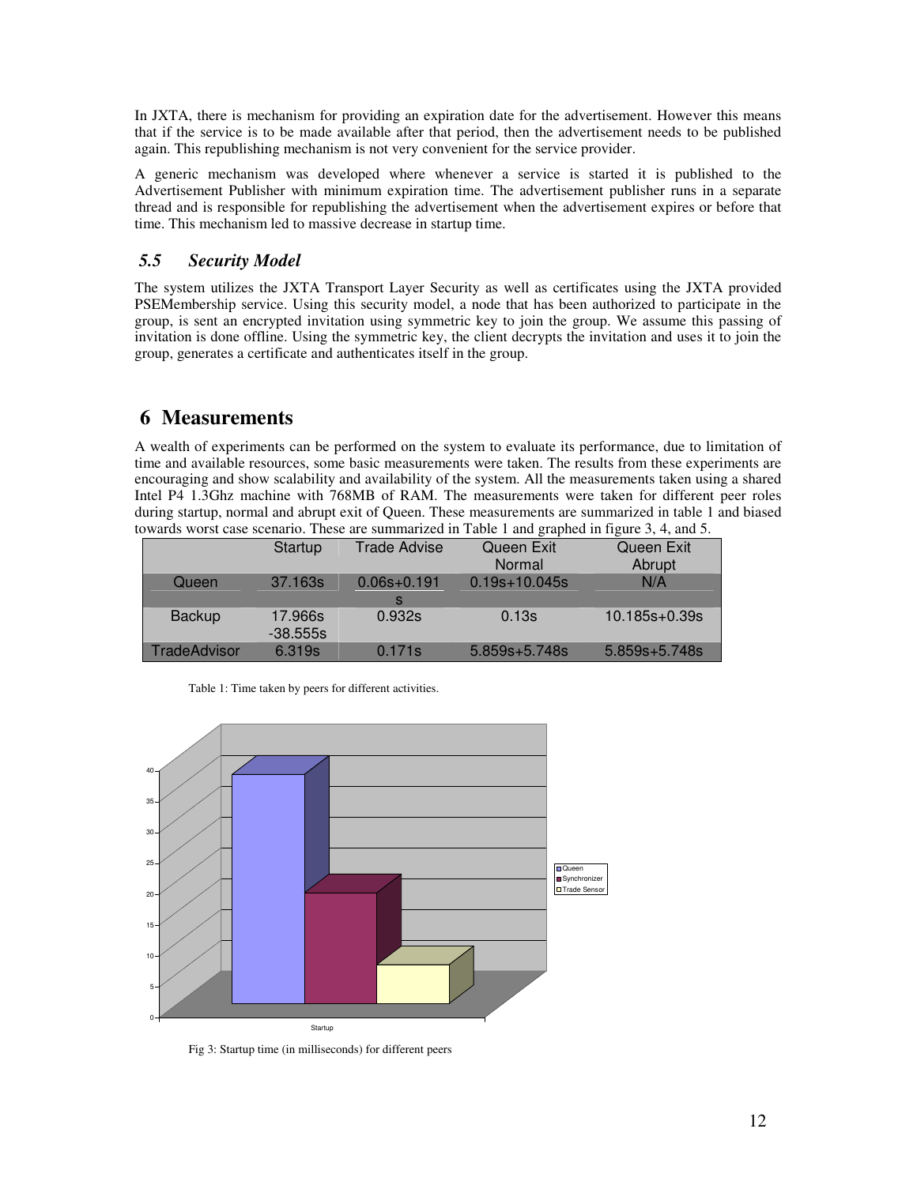In JXTA, there is mechanism for providing an expiration date for the advertisement. However this means that if the service is to be made available after that period, then the advertisement needs to be published again. This republishing mechanism is not very convenient for the service provider.

A generic mechanism was developed where whenever a service is started it is published to the Advertisement Publisher with minimum expiration time. The advertisement publisher runs in a separate thread and is responsible for republishing the advertisement when the advertisement expires or before that time. This mechanism led to massive decrease in startup time.

### *5.5 Security Model*

The system utilizes the JXTA Transport Layer Security as well as certificates using the JXTA provided PSEMembership service. Using this security model, a node that has been authorized to participate in the group, is sent an encrypted invitation using symmetric key to join the group. We assume this passing of invitation is done offline. Using the symmetric key, the client decrypts the invitation and uses it to join the group, generates a certificate and authenticates itself in the group.

## 6 Measurements

A wealth of experiments can be performed on the system to evaluate its performance, due to limitation of time and available resources, some basic measurements were taken. The results from these experiments are encouraging and show scalability and availability of the system. All the measurements taken using a shared Intel P4 1.3Ghz machine with 768MB of RAM. The measurements were taken for different peer roles during startup, normal and abrupt exit of Queen. These measurements are summarized in table 1 and biased towards worst case scenario. These are summarized in Table 1 and graphed in figure 3, 4, and 5.

| | Startup | Trade Advise | Queen Exit Normal | Queen Exit Abrupt |
|---|---|---|---|---|
| Queen | 37.163s | 0.06s+0.191s | 0.19s+10.045s | N/A |
| Backup | 17.966s -38.555s | 0.932s | 0.13s | 10.185s+0.39s |
| TradeAdvisor | 6.319s | 0.171s | 5.859s+5.748s | 5.859s+5.748s |

Table 1: Time taken by peers for different activities.

Fig 3: Startup time (in milliseconds) for different peers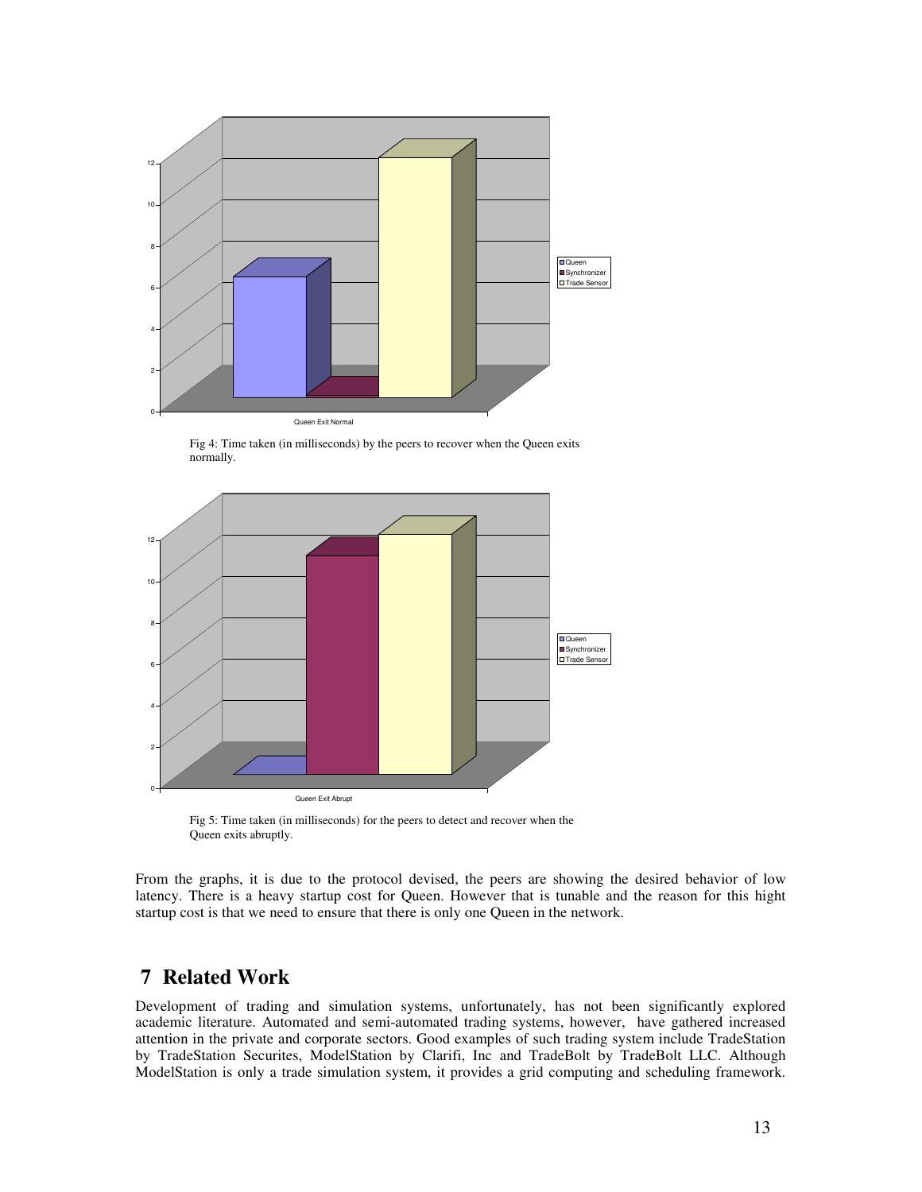Fig 4: Time taken (in milliseconds) by the peers to recover when the Queen exits normally.

Fig 5: Time taken (in milliseconds) for the peers to detect and recover when the Queen exits abruptly.

From the graphs, it is due to the protocol devised, the peers are showing the desired behavior of low latency. There is a heavy startup cost for Queen. However that is tunable and the reason for this hight startup cost is that we need to ensure that there is only one Queen in the network.

## 7 Related Work

Development of trading and simulation systems, unfortunately, has not been significantly explored academic literature. Automated and semi-automated trading systems, however, have gathered increased attention in the private and corporate sectors. Good examples of such trading system include TradeStation by TradeStation Securites, ModelStation by Clarifi, Inc and TradeBolt by TradeBolt LLC. Although ModelStation is only a trade simulation system, it provides a grid computing and scheduling framework.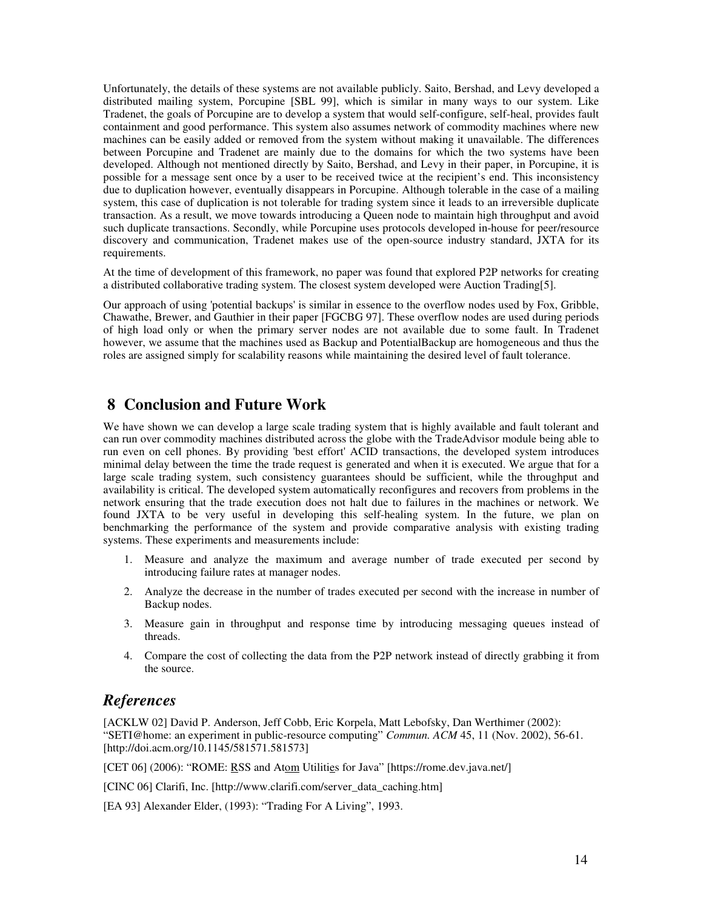Unfortunately, the details of these systems are not available publicly. Saito, Bershad, and Levy developed a distributed mailing system, Porcupine [SBL 99], which is similar in many ways to our system. Like Tradenet, the goals of Porcupine are to develop a system that would self-configure, self-heal, provides fault containment and good performance. This system also assumes network of commodity machines where new machines can be easily added or removed from the system without making it unavailable. The differences between Porcupine and Tradenet are mainly due to the domains for which the two systems have been developed. Although not mentioned directly by Saito, Bershad, and Levy in their paper, in Porcupine, it is possible for a message sent once by a user to be received twice at the recipient's end. This inconsistency due to duplication however, eventually disappears in Porcupine. Although tolerable in the case of a mailing system, this case of duplication is not tolerable for trading system since it leads to an irreversible duplicate transaction. As a result, we move towards introducing a Queen node to maintain high throughput and avoid such duplicate transactions. Secondly, while Porcupine uses protocols developed in-house for peer/resource discovery and communication, Tradenet makes use of the open-source industry standard, JXTA for its requirements.

At the time of development of this framework, no paper was found that explored P2P networks for creating a distributed collaborative trading system. The closest system developed were Auction Trading[5].

Our approach of using 'potential backups' is similar in essence to the overflow nodes used by Fox, Gribble, Chawathe, Brewer, and Gauthier in their paper [FGCBG 97]. These overflow nodes are used during periods of high load only or when the primary server nodes are not available due to some fault. In Tradenet however, we assume that the machines used as Backup and PotentialBackup are homogeneous and thus the roles are assigned simply for scalability reasons while maintaining the desired level of fault tolerance.

## 8 Conclusion and Future Work

We have shown we can develop a large scale trading system that is highly available and fault tolerant and can run over commodity machines distributed across the globe with the TradeAdvisor module being able to run even on cell phones. By providing 'best effort' ACID transactions, the developed system introduces minimal delay between the time the trade request is generated and when it is executed. We argue that for a large scale trading system, such consistency guarantees should be sufficient, while the throughput and availability is critical. The developed system automatically reconfigures and recovers from problems in the network ensuring that the trade execution does not halt due to failures in the machines or network. We found JXTA to be very useful in developing this self-healing system. In the future, we plan on benchmarking the performance of the system and provide comparative analysis with existing trading systems. These experiments and measurements include:

1. Measure and analyze the maximum and average number of trade executed per second by introducing failure rates at manager nodes.
2. Analyze the decrease in the number of trades executed per second with the increase in number of Backup nodes.
3. Measure gain in throughput and response time by introducing messaging queues instead of threads.
4. Compare the cost of collecting the data from the P2P network instead of directly grabbing it from the source.

## *References*

[ACKLW 02] David P. Anderson, Jeff Cobb, Eric Korpela, Matt Lebofsky, Dan Werthimer (2002): "SETI@home: an experiment in public-resource computing" *Commun. ACM* 45, 11 (Nov. 2002), 56-61. [http://doi.acm.org/10.1145/581571.581573]

[CET 06] (2006): "ROME: RSS and Atom Utilities for Java" [https://rome.dev.java.net/]

[CINC 06] Clarifi, Inc. [http://www.clarifi.com/server_data_caching.htm]

[EA 93] Alexander Elder, (1993): "Trading For A Living", 1993.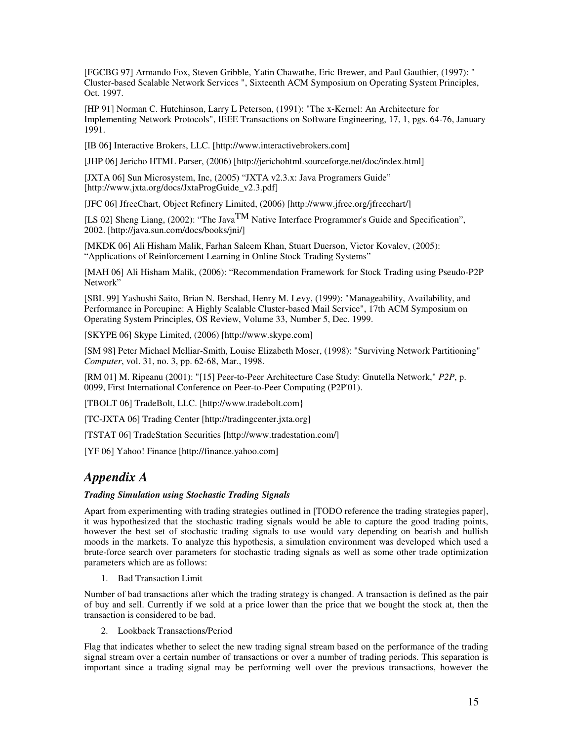[FGCBG 97] Armando Fox, Steven Gribble, Yatin Chawathe, Eric Brewer, and Paul Gauthier, (1997): " Cluster-based Scalable Network Services ", Sixteenth ACM Symposium on Operating System Principles, Oct. 1997.

[HP 91] Norman C. Hutchinson, Larry L Peterson, (1991): "The x-Kernel: An Architecture for Implementing Network Protocols", IEEE Transactions on Software Engineering, 17, 1, pgs. 64-76, January 1991.

[IB 06] Interactive Brokers, LLC. [http://www.interactivebrokers.com]

[JHP 06] Jericho HTML Parser, (2006) [http://jerichohtml.sourceforge.net/doc/index.html]

[JXTA 06] Sun Microsystem, Inc, (2005) "JXTA v2.3.x: Java Programers Guide" [http://www.jxta.org/docs/JxtaProgGuide_v2.3.pdf]

[JFC 06] JfreeChart, Object Refinery Limited, (2006) [http://www.jfree.org/jfreechart/]

[LS 02] Sheng Liang, (2002): "The Java^TM Native Interface Programmer's Guide and Specification", 2002. [http://java.sun.com/docs/books/jni/]

[MKDK 06] Ali Hisham Malik, Farhan Saleem Khan, Stuart Duerson, Victor Kovalev, (2005): "Applications of Reinforcement Learning in Online Stock Trading Systems"

[MAH 06] Ali Hisham Malik, (2006): "Recommendation Framework for Stock Trading using Pseudo-P2P Network"

[SBL 99] Yashushi Saito, Brian N. Bershad, Henry M. Levy, (1999): "Manageability, Availability, and Performance in Porcupine: A Highly Scalable Cluster-based Mail Service", 17th ACM Symposium on Operating System Principles, OS Review, Volume 33, Number 5, Dec. 1999.

[SKYPE 06] Skype Limited, (2006) [http://www.skype.com]

[SM 98] Peter Michael Melliar-Smith, Louise Elizabeth Moser, (1998): "Surviving Network Partitioning" *Computer*, vol. 31, no. 3, pp. 62-68, Mar., 1998.

[RM 01] M. Ripeanu (2001): "[15] Peer-to-Peer Architecture Case Study: Gnutella Network," *P2P*, p. 0099, First International Conference on Peer-to-Peer Computing (P2P'01).

[TBOLT 06] TradeBolt, LLC. [http://www.tradebolt.com}

[TC-JXTA 06] Trading Center [http://tradingcenter.jxta.org]

[TSTAT 06] TradeStation Securities [http://www.tradestation.com/]

[YF 06] Yahoo! Finance [http://finance.yahoo.com]

## *Appendix A*

***Trading Simulation using Stochastic Trading Signals***

Apart from experimenting with trading strategies outlined in [TODO reference the trading strategies paper], it was hypothesized that the stochastic trading signals would be able to capture the good trading points, however the best set of stochastic trading signals to use would vary depending on bearish and bullish moods in the markets. To analyze this hypothesis, a simulation environment was developed which used a brute-force search over parameters for stochastic trading signals as well as some other trade optimization parameters which are as follows:

1. Bad Transaction Limit

Number of bad transactions after which the trading strategy is changed. A transaction is defined as the pair of buy and sell. Currently if we sold at a price lower than the price that we bought the stock at, then the transaction is considered to be bad.

2. Lookback Transactions/Period

Flag that indicates whether to select the new trading signal stream based on the performance of the trading signal stream over a certain number of transactions or over a number of trading periods. This separation is important since a trading signal may be performing well over the previous transactions, however the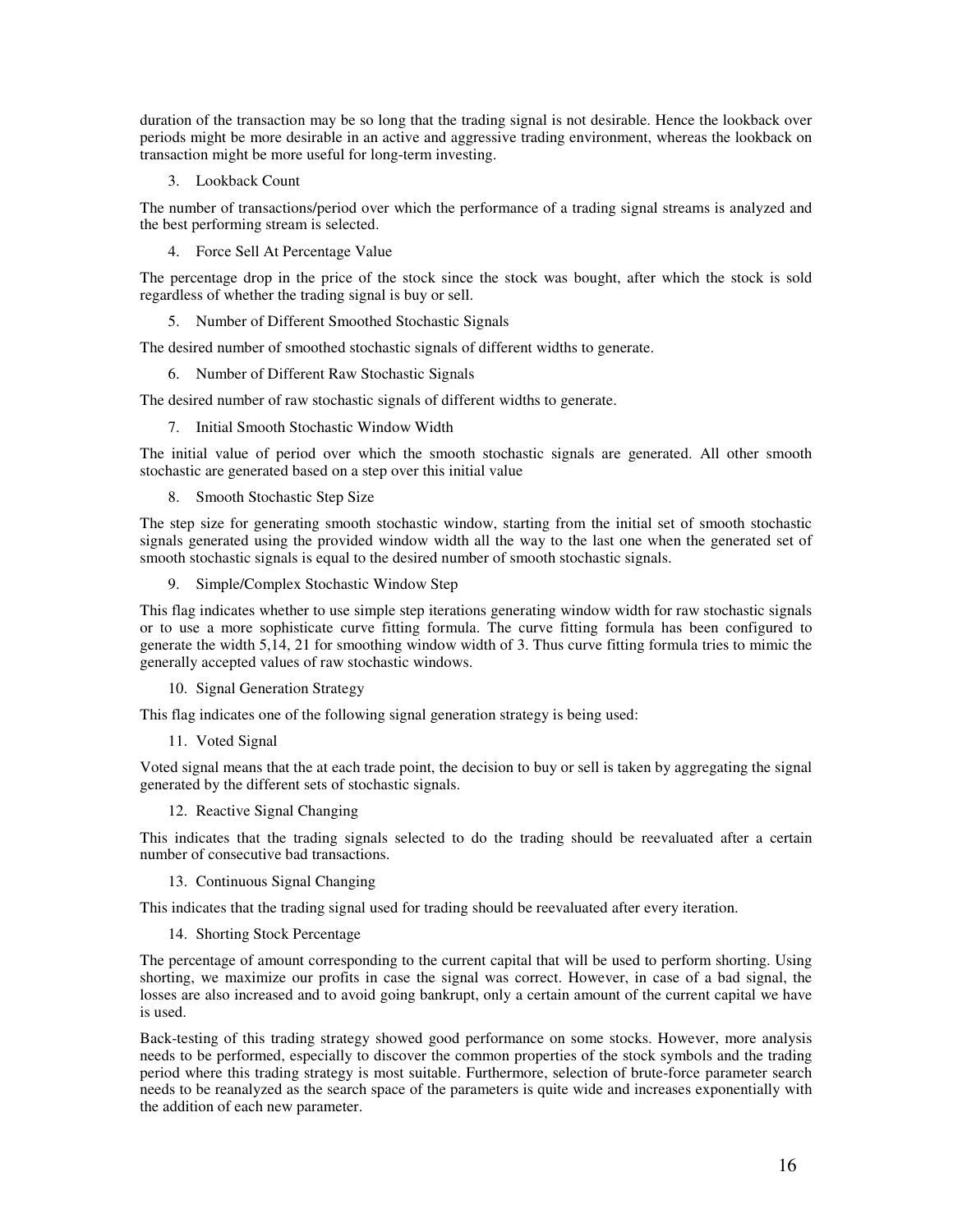duration of the transaction may be so long that the trading signal is not desirable. Hence the lookback over periods might be more desirable in an active and aggressive trading environment, whereas the lookback on transaction might be more useful for long-term investing.

3. Lookback Count

The number of transactions/period over which the performance of a trading signal streams is analyzed and the best performing stream is selected.

4. Force Sell At Percentage Value

The percentage drop in the price of the stock since the stock was bought, after which the stock is sold regardless of whether the trading signal is buy or sell.

5. Number of Different Smoothed Stochastic Signals

The desired number of smoothed stochastic signals of different widths to generate.

6. Number of Different Raw Stochastic Signals

The desired number of raw stochastic signals of different widths to generate.

7. Initial Smooth Stochastic Window Width

The initial value of period over which the smooth stochastic signals are generated. All other smooth stochastic are generated based on a step over this initial value

8. Smooth Stochastic Step Size

The step size for generating smooth stochastic window, starting from the initial set of smooth stochastic signals generated using the provided window width all the way to the last one when the generated set of smooth stochastic signals is equal to the desired number of smooth stochastic signals.

9. Simple/Complex Stochastic Window Step

This flag indicates whether to use simple step iterations generating window width for raw stochastic signals or to use a more sophisticate curve fitting formula. The curve fitting formula has been configured to generate the width 5,14, 21 for smoothing window width of 3. Thus curve fitting formula tries to mimic the generally accepted values of raw stochastic windows.

10. Signal Generation Strategy

This flag indicates one of the following signal generation strategy is being used:

11. Voted Signal

Voted signal means that the at each trade point, the decision to buy or sell is taken by aggregating the signal generated by the different sets of stochastic signals.

12. Reactive Signal Changing

This indicates that the trading signals selected to do the trading should be reevaluated after a certain number of consecutive bad transactions.

13. Continuous Signal Changing

This indicates that the trading signal used for trading should be reevaluated after every iteration.

14. Shorting Stock Percentage

The percentage of amount corresponding to the current capital that will be used to perform shorting. Using shorting, we maximize our profits in case the signal was correct. However, in case of a bad signal, the losses are also increased and to avoid going bankrupt, only a certain amount of the current capital we have is used.

Back-testing of this trading strategy showed good performance on some stocks. However, more analysis needs to be performed, especially to discover the common properties of the stock symbols and the trading period where this trading strategy is most suitable. Furthermore, selection of brute-force parameter search needs to be reanalyzed as the search space of the parameters is quite wide and increases exponentially with the addition of each new parameter.